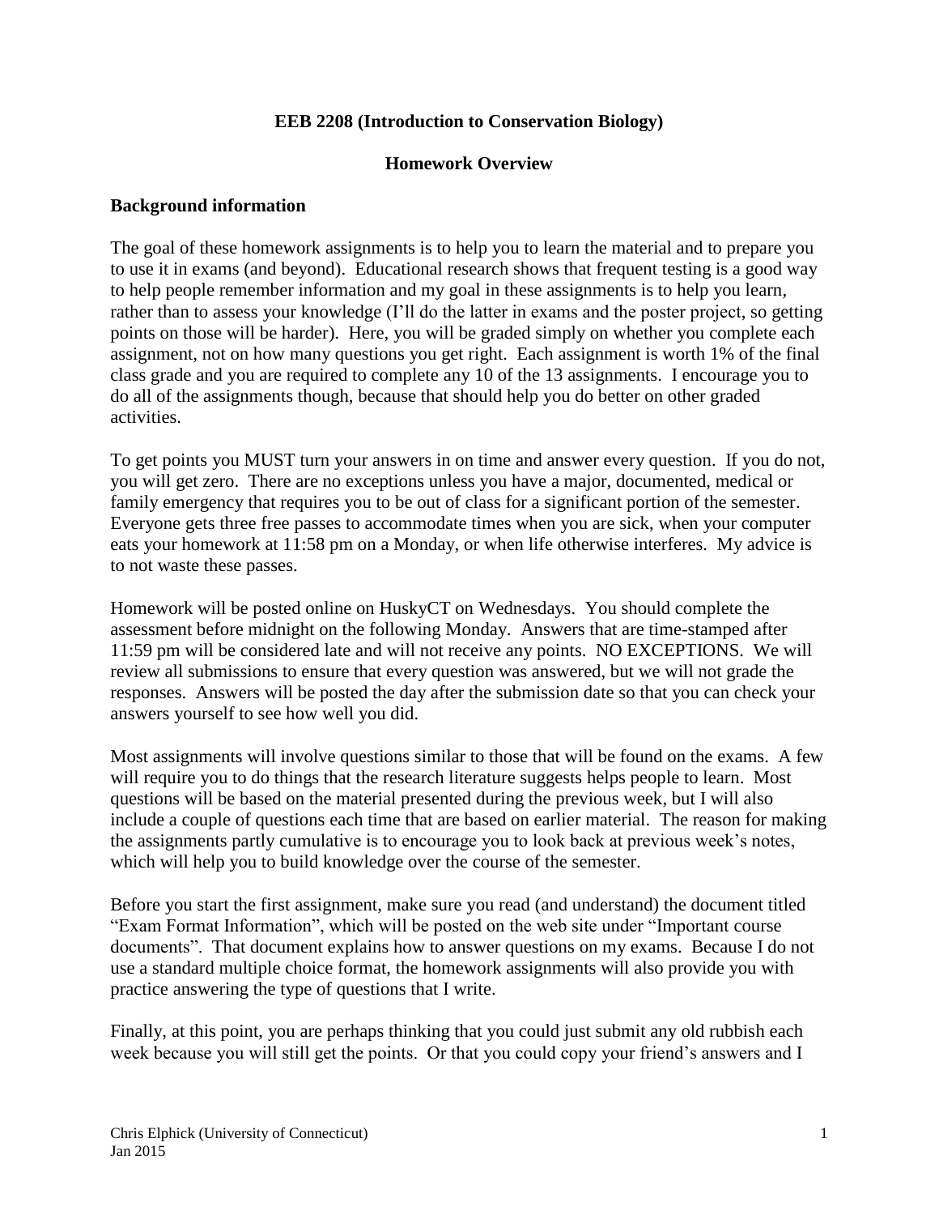**EEB 2208 (Introduction to Conservation Biology)**

**Homework Overview**

## Background information

The goal of these homework assignments is to help you to learn the material and to prepare you to use it in exams (and beyond). Educational research shows that frequent testing is a good way to help people remember information and my goal in these assignments is to help you learn, rather than to assess your knowledge (I'll do the latter in exams and the poster project, so getting points on those will be harder). Here, you will be graded simply on whether you complete each assignment, not on how many questions you get right. Each assignment is worth 1% of the final class grade and you are required to complete any 10 of the 13 assignments. I encourage you to do all of the assignments though, because that should help you do better on other graded activities.

To get points you MUST turn your answers in on time and answer every question. If you do not, you will get zero. There are no exceptions unless you have a major, documented, medical or family emergency that requires you to be out of class for a significant portion of the semester. Everyone gets three free passes to accommodate times when you are sick, when your computer eats your homework at 11:58 pm on a Monday, or when life otherwise interferes. My advice is to not waste these passes.

Homework will be posted online on HuskyCT on Wednesdays. You should complete the assessment before midnight on the following Monday. Answers that are time-stamped after 11:59 pm will be considered late and will not receive any points. NO EXCEPTIONS. We will review all submissions to ensure that every question was answered, but we will not grade the responses. Answers will be posted the day after the submission date so that you can check your answers yourself to see how well you did.

Most assignments will involve questions similar to those that will be found on the exams. A few will require you to do things that the research literature suggests helps people to learn. Most questions will be based on the material presented during the previous week, but I will also include a couple of questions each time that are based on earlier material. The reason for making the assignments partly cumulative is to encourage you to look back at previous week's notes, which will help you to build knowledge over the course of the semester.

Before you start the first assignment, make sure you read (and understand) the document titled "Exam Format Information", which will be posted on the web site under "Important course documents". That document explains how to answer questions on my exams. Because I do not use a standard multiple choice format, the homework assignments will also provide you with practice answering the type of questions that I write.

Finally, at this point, you are perhaps thinking that you could just submit any old rubbish each week because you will still get the points. Or that you could copy your friend's answers and I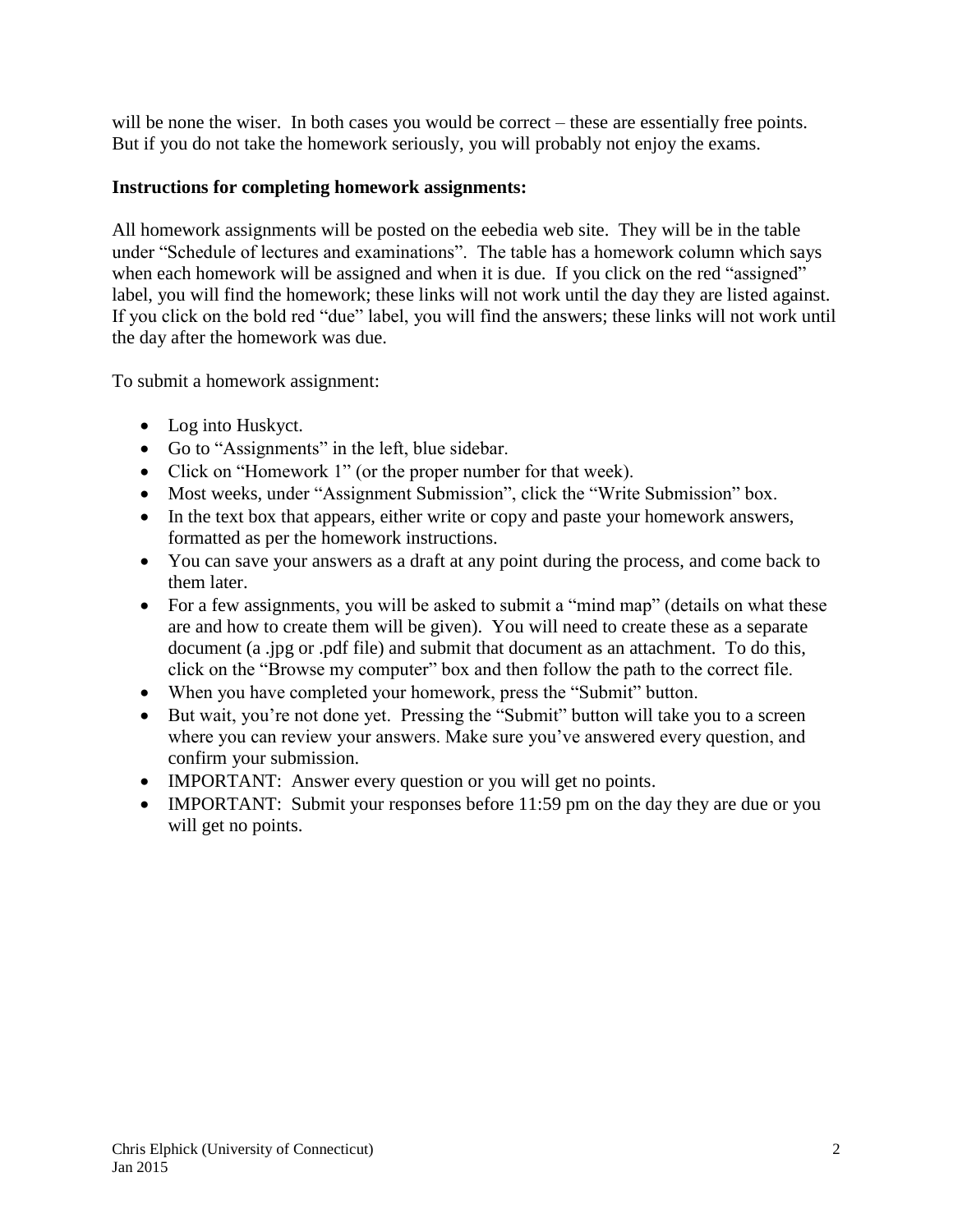will be none the wiser. In both cases you would be correct – these are essentially free points. But if you do not take the homework seriously, you will probably not enjoy the exams.

**Instructions for completing homework assignments:**

All homework assignments will be posted on the eebedia web site. They will be in the table under "Schedule of lectures and examinations". The table has a homework column which says when each homework will be assigned and when it is due. If you click on the red "assigned" label, you will find the homework; these links will not work until the day they are listed against. If you click on the bold red "due" label, you will find the answers; these links will not work until the day after the homework was due.

To submit a homework assignment:

- Log into Huskyct.
- Go to "Assignments" in the left, blue sidebar.
- Click on "Homework 1" (or the proper number for that week).
- Most weeks, under "Assignment Submission", click the "Write Submission" box.
- In the text box that appears, either write or copy and paste your homework answers, formatted as per the homework instructions.
- You can save your answers as a draft at any point during the process, and come back to them later.
- For a few assignments, you will be asked to submit a "mind map" (details on what these are and how to create them will be given). You will need to create these as a separate document (a .jpg or .pdf file) and submit that document as an attachment. To do this, click on the "Browse my computer" box and then follow the path to the correct file.
- When you have completed your homework, press the "Submit" button.
- But wait, you're not done yet. Pressing the "Submit" button will take you to a screen where you can review your answers. Make sure you've answered every question, and confirm your submission.
- IMPORTANT: Answer every question or you will get no points.
- IMPORTANT: Submit your responses before 11:59 pm on the day they are due or you will get no points.